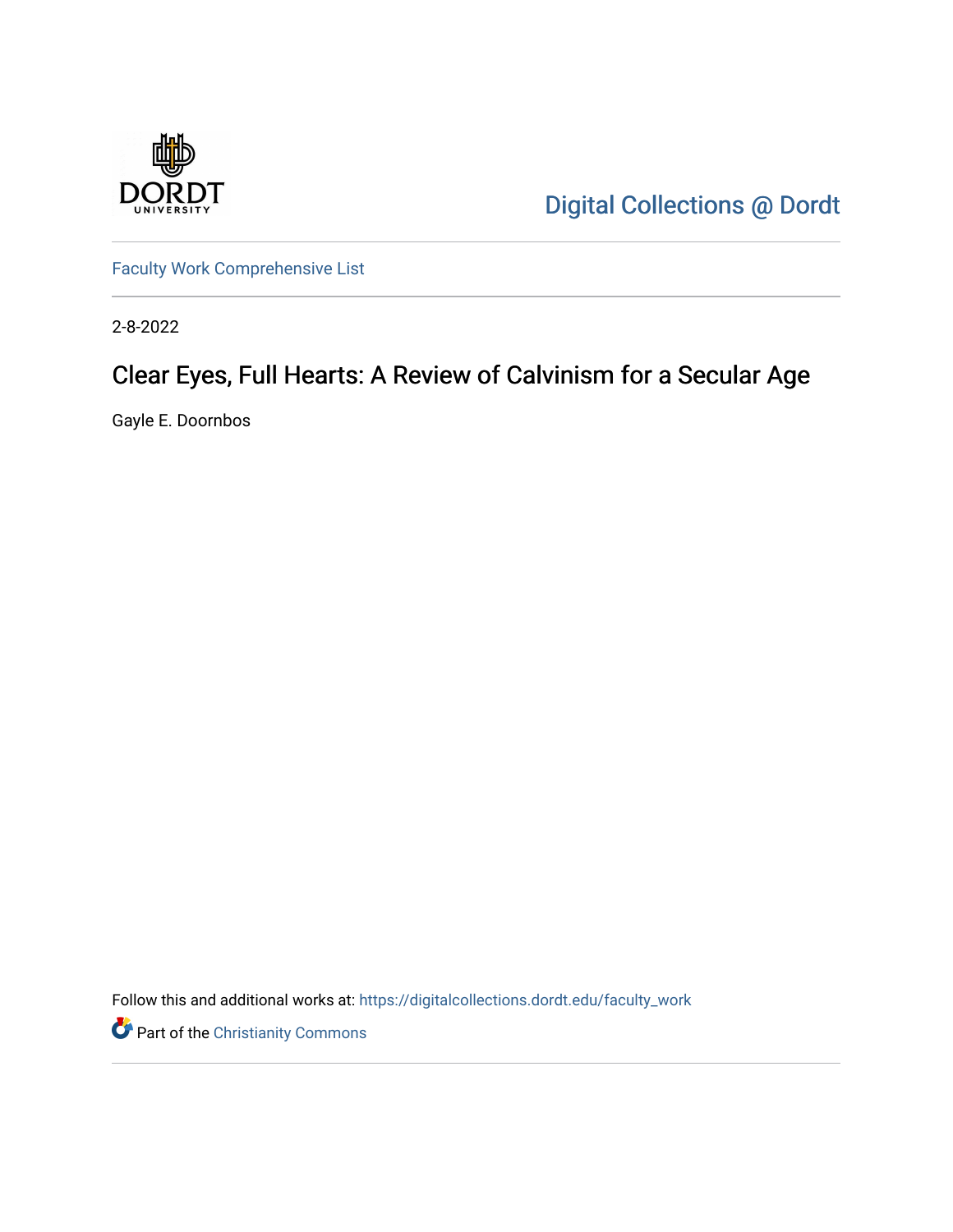Digital Collections @ Dordt

Faculty Work Comprehensive List

2-8-2022

# Clear Eyes, Full Hearts: A Review of Calvinism for a Secular Age

Gayle E. Doornbos

Follow this and additional works at: https://digitalcollections.dordt.edu/faculty_work

Part of the Christianity Commons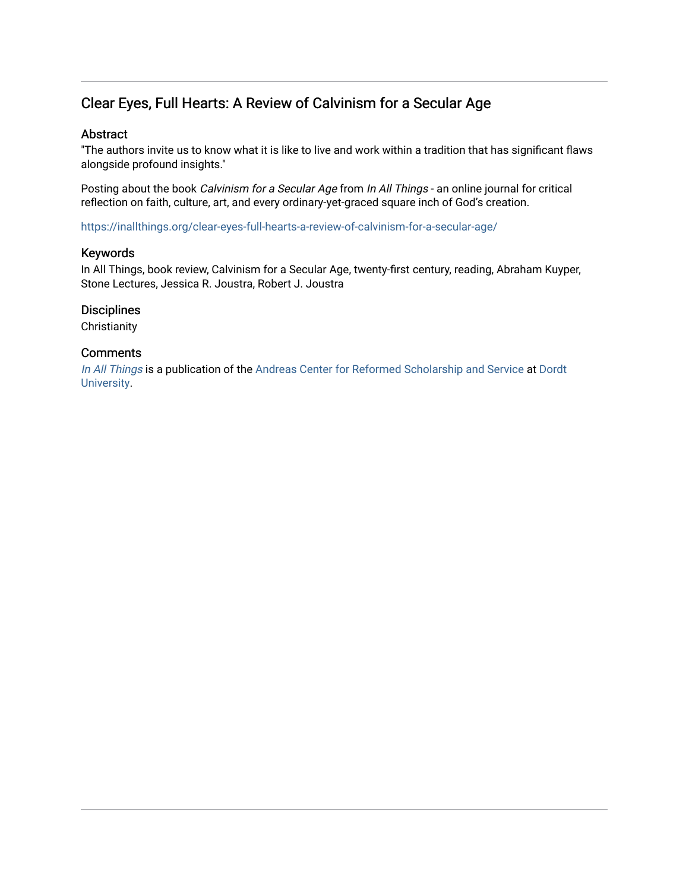# Clear Eyes, Full Hearts: A Review of Calvinism for a Secular Age

## Abstract

"The authors invite us to know what it is like to live and work within a tradition that has significant flaws alongside profound insights."

Posting about the book *Calvinism for a Secular Age* from *In All Things* - an online journal for critical reflection on faith, culture, art, and every ordinary-yet-graced square inch of God's creation.

https://inallthings.org/clear-eyes-full-hearts-a-review-of-calvinism-for-a-secular-age/

## Keywords

In All Things, book review, Calvinism for a Secular Age, twenty-first century, reading, Abraham Kuyper, Stone Lectures, Jessica R. Joustra, Robert J. Joustra

## Disciplines

Christianity

## Comments

*In All Things* is a publication of the Andreas Center for Reformed Scholarship and Service at Dordt University.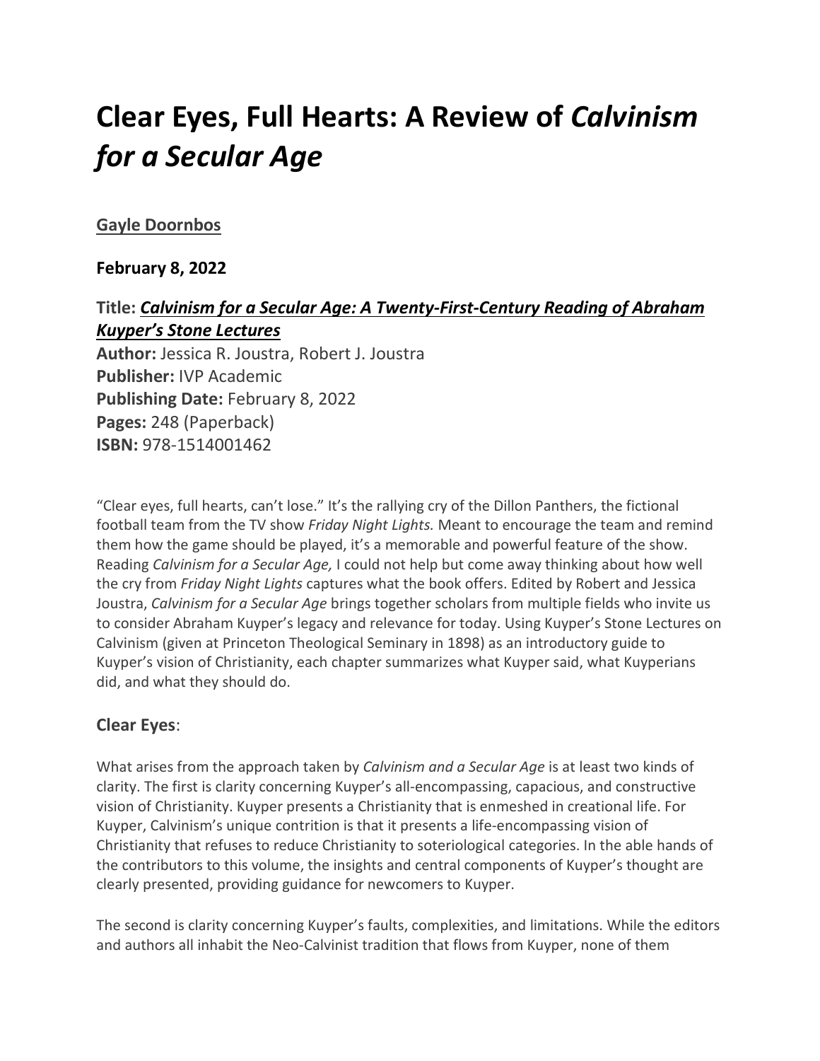# Clear Eyes, Full Hearts: A Review of *Calvinism for a Secular Age*

**Gayle Doornbos**

**February 8, 2022**

### Title: *Calvinism for a Secular Age: A Twenty-First-Century Reading of Abraham Kuyper's Stone Lectures*

**Author:** Jessica R. Joustra, Robert J. Joustra
**Publisher:** IVP Academic
**Publishing Date:** February 8, 2022
**Pages:** 248 (Paperback)
**ISBN:** 978-1514001462

"Clear eyes, full hearts, can't lose." It's the rallying cry of the Dillon Panthers, the fictional football team from the TV show *Friday Night Lights.* Meant to encourage the team and remind them how the game should be played, it's a memorable and powerful feature of the show. Reading *Calvinism for a Secular Age,* I could not help but come away thinking about how well the cry from *Friday Night Lights* captures what the book offers. Edited by Robert and Jessica Joustra, *Calvinism for a Secular Age* brings together scholars from multiple fields who invite us to consider Abraham Kuyper's legacy and relevance for today. Using Kuyper's Stone Lectures on Calvinism (given at Princeton Theological Seminary in 1898) as an introductory guide to Kuyper's vision of Christianity, each chapter summarizes what Kuyper said, what Kuyperians did, and what they should do.

### Clear Eyes:

What arises from the approach taken by *Calvinism and a Secular Age* is at least two kinds of clarity. The first is clarity concerning Kuyper's all-encompassing, capacious, and constructive vision of Christianity. Kuyper presents a Christianity that is enmeshed in creational life. For Kuyper, Calvinism's unique contrition is that it presents a life-encompassing vision of Christianity that refuses to reduce Christianity to soteriological categories. In the able hands of the contributors to this volume, the insights and central components of Kuyper's thought are clearly presented, providing guidance for newcomers to Kuyper.

The second is clarity concerning Kuyper's faults, complexities, and limitations. While the editors and authors all inhabit the Neo-Calvinist tradition that flows from Kuyper, none of them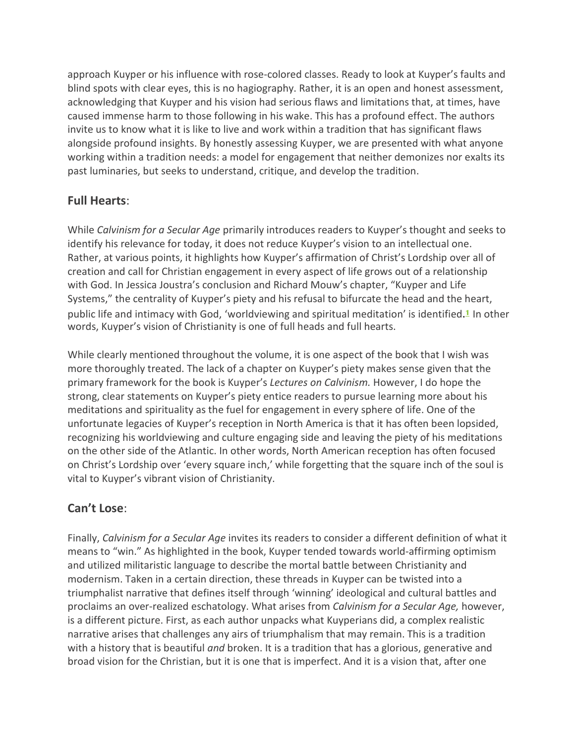approach Kuyper or his influence with rose-colored classes. Ready to look at Kuyper's faults and blind spots with clear eyes, this is no hagiography. Rather, it is an open and honest assessment, acknowledging that Kuyper and his vision had serious flaws and limitations that, at times, have caused immense harm to those following in his wake. This has a profound effect. The authors invite us to know what it is like to live and work within a tradition that has significant flaws alongside profound insights. By honestly assessing Kuyper, we are presented with what anyone working within a tradition needs: a model for engagement that neither demonizes nor exalts its past luminaries, but seeks to understand, critique, and develop the tradition.

## **Full Hearts**:

While *Calvinism for a Secular Age* primarily introduces readers to Kuyper's thought and seeks to identify his relevance for today, it does not reduce Kuyper's vision to an intellectual one. Rather, at various points, it highlights how Kuyper's affirmation of Christ's Lordship over all of creation and call for Christian engagement in every aspect of life grows out of a relationship with God. In Jessica Joustra's conclusion and Richard Mouw's chapter, "Kuyper and Life Systems," the centrality of Kuyper's piety and his refusal to bifurcate the head and the heart, public life and intimacy with God, 'worldviewing and spiritual meditation' is identified.[1] In other words, Kuyper's vision of Christianity is one of full heads and full hearts.

While clearly mentioned throughout the volume, it is one aspect of the book that I wish was more thoroughly treated. The lack of a chapter on Kuyper's piety makes sense given that the primary framework for the book is Kuyper's *Lectures on Calvinism.* However, I do hope the strong, clear statements on Kuyper's piety entice readers to pursue learning more about his meditations and spirituality as the fuel for engagement in every sphere of life. One of the unfortunate legacies of Kuyper's reception in North America is that it has often been lopsided, recognizing his worldviewing and culture engaging side and leaving the piety of his meditations on the other side of the Atlantic. In other words, North American reception has often focused on Christ's Lordship over 'every square inch,' while forgetting that the square inch of the soul is vital to Kuyper's vibrant vision of Christianity.

## **Can't Lose**:

Finally, *Calvinism for a Secular Age* invites its readers to consider a different definition of what it means to "win." As highlighted in the book, Kuyper tended towards world-affirming optimism and utilized militaristic language to describe the mortal battle between Christianity and modernism. Taken in a certain direction, these threads in Kuyper can be twisted into a triumphalist narrative that defines itself through 'winning' ideological and cultural battles and proclaims an over-realized eschatology. What arises from *Calvinism for a Secular Age,* however, is a different picture. First, as each author unpacks what Kuyperians did, a complex realistic narrative arises that challenges any airs of triumphalism that may remain. This is a tradition with a history that is beautiful *and* broken. It is a tradition that has a glorious, generative and broad vision for the Christian, but it is one that is imperfect. And it is a vision that, after one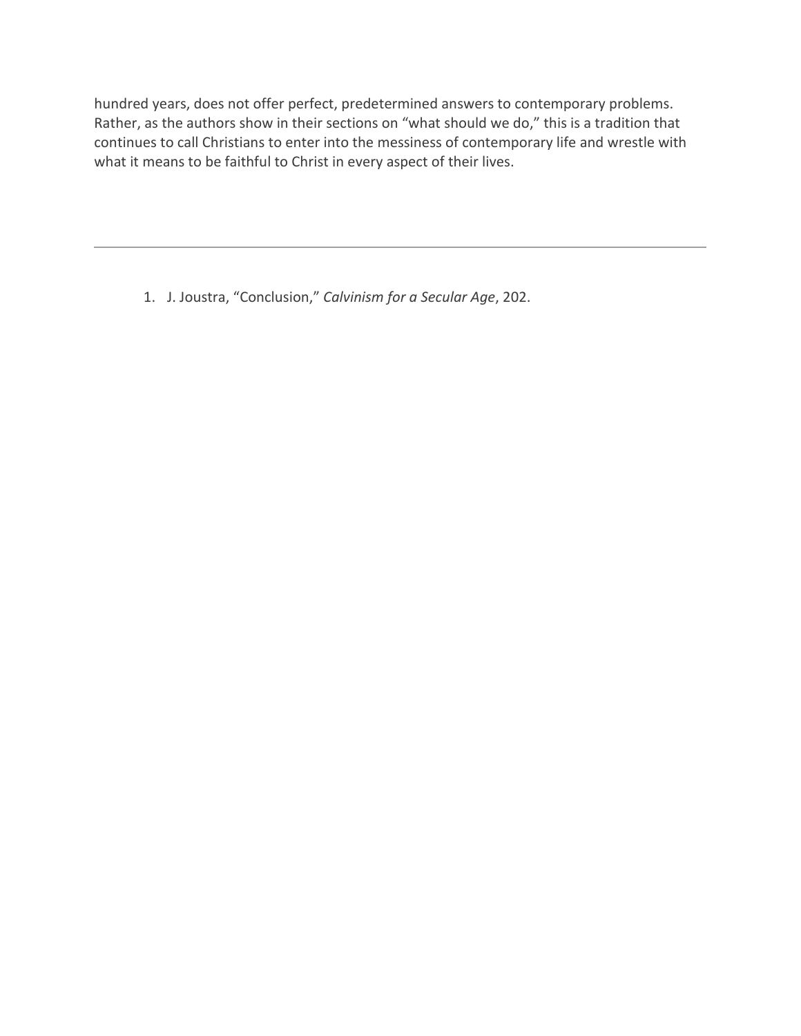hundred years, does not offer perfect, predetermined answers to contemporary problems. Rather, as the authors show in their sections on "what should we do," this is a tradition that continues to call Christians to enter into the messiness of contemporary life and wrestle with what it means to be faithful to Christ in every aspect of their lives.

---

1. J. Joustra, "Conclusion," *Calvinism for a Secular Age*, 202.